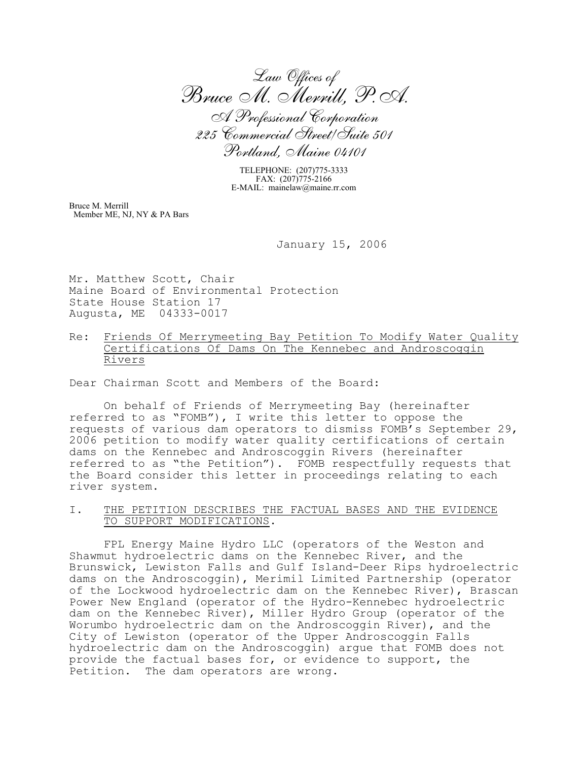*Law Offices of*
*Bruce M. Merrill, P.A.*
*A Professional Corporation*
*225 Commercial Street/Suite 501*
*Portland, Maine 04101*

TELEPHONE: (207)775-3333
FAX: (207)775-2166
E-MAIL: mainelaw@maine.rr.com

Bruce M. Merrill
Member ME, NJ, NY & PA Bars

January 15, 2006

Mr. Matthew Scott, Chair
Maine Board of Environmental Protection
State House Station 17
Augusta, ME 04333-0017

Re: Friends Of Merrymeeting Bay Petition To Modify Water Quality Certifications Of Dams On The Kennebec and Androscoggin Rivers

Dear Chairman Scott and Members of the Board:

On behalf of Friends of Merrymeeting Bay (hereinafter referred to as "FOMB"), I write this letter to oppose the requests of various dam operators to dismiss FOMB's September 29, 2006 petition to modify water quality certifications of certain dams on the Kennebec and Androscoggin Rivers (hereinafter referred to as "the Petition"). FOMB respectfully requests that the Board consider this letter in proceedings relating to each river system.

## I. THE PETITION DESCRIBES THE FACTUAL BASES AND THE EVIDENCE TO SUPPORT MODIFICATIONS.

FPL Energy Maine Hydro LLC (operators of the Weston and Shawmut hydroelectric dams on the Kennebec River, and the Brunswick, Lewiston Falls and Gulf Island-Deer Rips hydroelectric dams on the Androscoggin), Merimil Limited Partnership (operator of the Lockwood hydroelectric dam on the Kennebec River), Brascan Power New England (operator of the Hydro-Kennebec hydroelectric dam on the Kennebec River), Miller Hydro Group (operator of the Worumbo hydroelectric dam on the Androscoggin River), and the City of Lewiston (operator of the Upper Androscoggin Falls hydroelectric dam on the Androscoggin) argue that FOMB does not provide the factual bases for, or evidence to support, the Petition. The dam operators are wrong.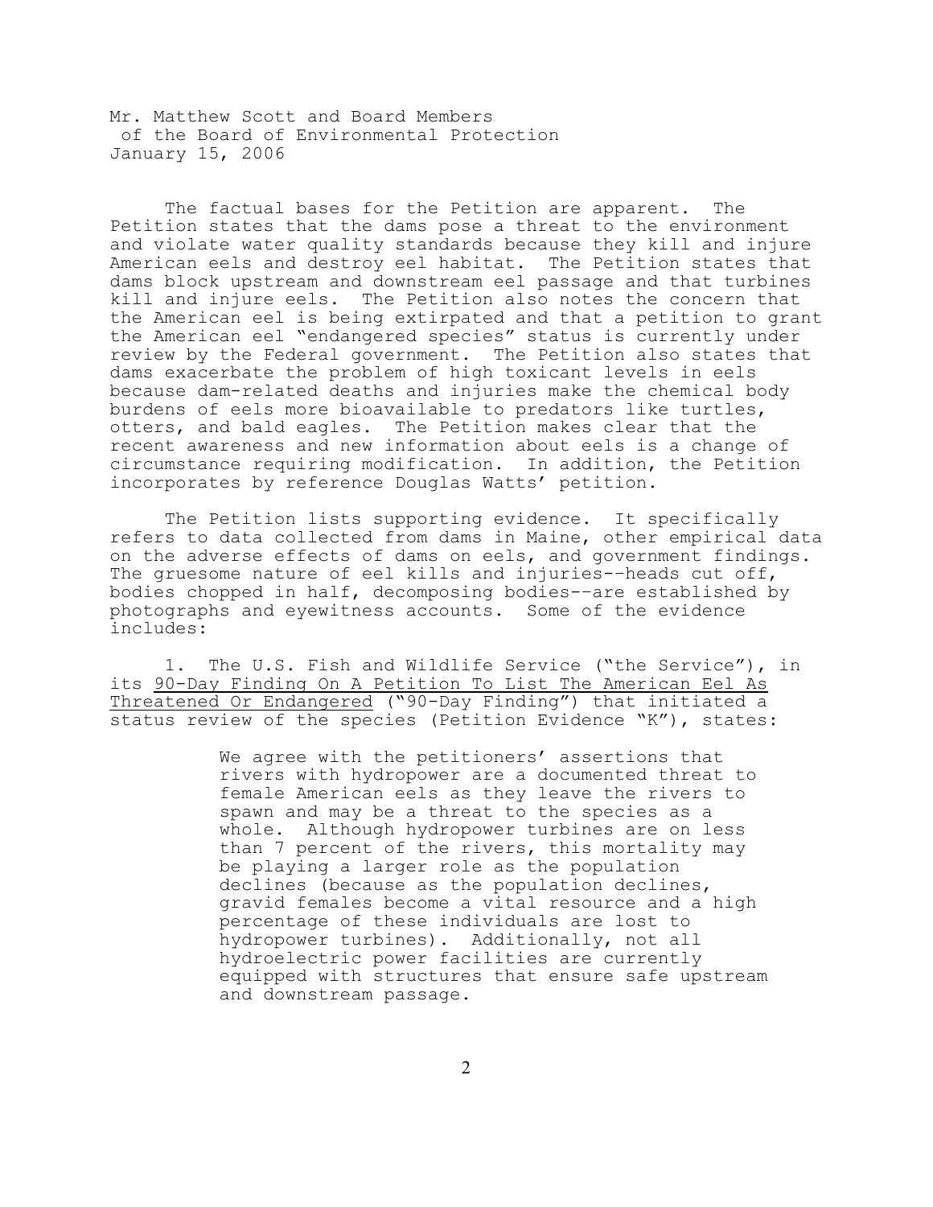Mr. Matthew Scott and Board Members
 of the Board of Environmental Protection
January 15, 2006

The factual bases for the Petition are apparent. The Petition states that the dams pose a threat to the environment and violate water quality standards because they kill and injure American eels and destroy eel habitat. The Petition states that dams block upstream and downstream eel passage and that turbines kill and injure eels. The Petition also notes the concern that the American eel is being extirpated and that a petition to grant the American eel "endangered species" status is currently under review by the Federal government. The Petition also states that dams exacerbate the problem of high toxicant levels in eels because dam-related deaths and injuries make the chemical body burdens of eels more bioavailable to predators like turtles, otters, and bald eagles. The Petition makes clear that the recent awareness and new information about eels is a change of circumstance requiring modification. In addition, the Petition incorporates by reference Douglas Watts' petition.

The Petition lists supporting evidence. It specifically refers to data collected from dams in Maine, other empirical data on the adverse effects of dams on eels, and government findings. The gruesome nature of eel kills and injuries--heads cut off, bodies chopped in half, decomposing bodies--are established by photographs and eyewitness accounts. Some of the evidence includes:

1. The U.S. Fish and Wildlife Service ("the Service"), in its <u>90-Day Finding On A Petition To List The American Eel As Threatened Or Endangered</u> ("90-Day Finding") that initiated a status review of the species (Petition Evidence "K"), states:

> We agree with the petitioners' assertions that rivers with hydropower are a documented threat to female American eels as they leave the rivers to spawn and may be a threat to the species as a whole. Although hydropower turbines are on less than 7 percent of the rivers, this mortality may be playing a larger role as the population declines (because as the population declines, gravid females become a vital resource and a high percentage of these individuals are lost to hydropower turbines). Additionally, not all hydroelectric power facilities are currently equipped with structures that ensure safe upstream and downstream passage.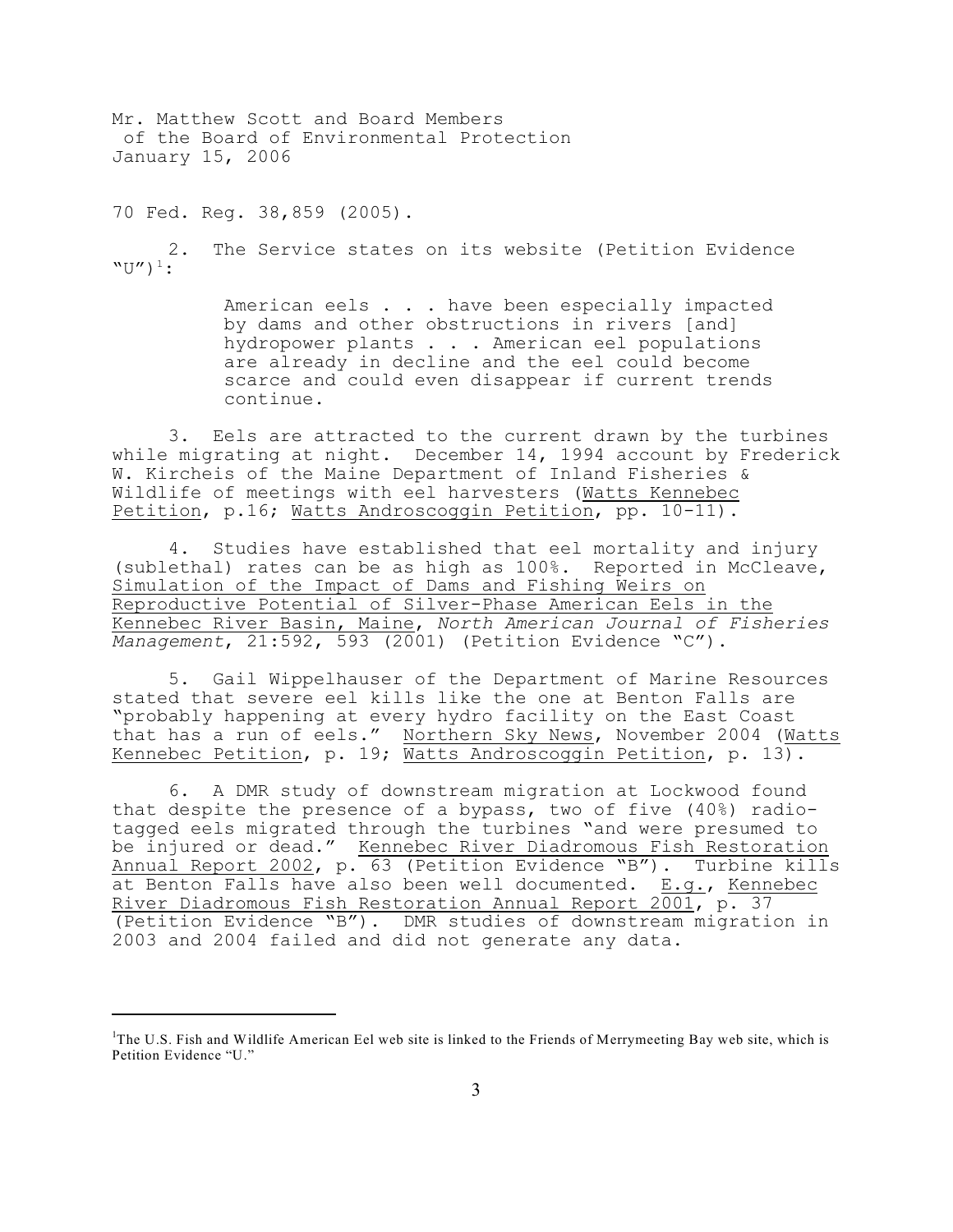Mr. Matthew Scott and Board Members
of the Board of Environmental Protection
January 15, 2006

70 Fed. Reg. 38,859 (2005).

2. The Service states on its website (Petition Evidence "U")[1]:

> American eels . . . have been especially impacted by dams and other obstructions in rivers [and] hydropower plants . . . American eel populations are already in decline and the eel could become scarce and could even disappear if current trends continue.

3. Eels are attracted to the current drawn by the turbines while migrating at night. December 14, 1994 account by Frederick W. Kircheis of the Maine Department of Inland Fisheries & Wildlife of meetings with eel harvesters (Watts Kennebec Petition, p.16; Watts Androscoggin Petition, pp. 10-11).

4. Studies have established that eel mortality and injury (sublethal) rates can be as high as 100%. Reported in McCleave, Simulation of the Impact of Dams and Fishing Weirs on Reproductive Potential of Silver-Phase American Eels in the Kennebec River Basin, Maine, *North American Journal of Fisheries Management*, 21:592, 593 (2001) (Petition Evidence "C").

5. Gail Wippelhauser of the Department of Marine Resources stated that severe eel kills like the one at Benton Falls are "probably happening at every hydro facility on the East Coast that has a run of eels." Northern Sky News, November 2004 (Watts Kennebec Petition, p. 19; Watts Androscoggin Petition, p. 13).

6. A DMR study of downstream migration at Lockwood found that despite the presence of a bypass, two of five (40%) radio-tagged eels migrated through the turbines "and were presumed to be injured or dead." Kennebec River Diadromous Fish Restoration Annual Report 2002, p. 63 (Petition Evidence "B"). Turbine kills at Benton Falls have also been well documented. E.g., Kennebec River Diadromous Fish Restoration Annual Report 2001, p. 37 (Petition Evidence "B"). DMR studies of downstream migration in 2003 and 2004 failed and did not generate any data.

---

[1] The U.S. Fish and Wildlife American Eel web site is linked to the Friends of Merrymeeting Bay web site, which is Petition Evidence "U."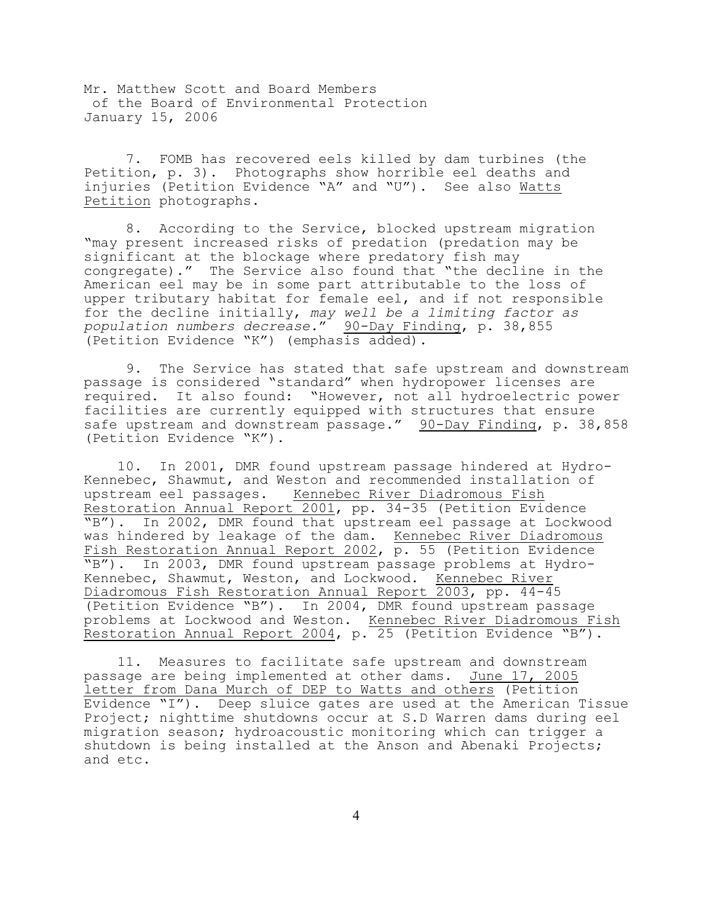Mr. Matthew Scott and Board Members
of the Board of Environmental Protection
January 15, 2006

7. FOMB has recovered eels killed by dam turbines (the Petition, p. 3). Photographs show horrible eel deaths and injuries (Petition Evidence "A" and "U"). See also Watts Petition photographs.

8. According to the Service, blocked upstream migration "may present increased risks of predation (predation may be significant at the blockage where predatory fish may congregate)." The Service also found that "the decline in the American eel may be in some part attributable to the loss of upper tributary habitat for female eel, and if not responsible for the decline initially, *may well be a limiting factor as population numbers decrease.*" 90-Day Finding, p. 38,855 (Petition Evidence "K") (emphasis added).

9. The Service has stated that safe upstream and downstream passage is considered "standard" when hydropower licenses are required. It also found: "However, not all hydroelectric power facilities are currently equipped with structures that ensure safe upstream and downstream passage." 90-Day Finding, p. 38,858 (Petition Evidence "K").

10. In 2001, DMR found upstream passage hindered at Hydro-Kennebec, Shawmut, and Weston and recommended installation of upstream eel passages. Kennebec River Diadromous Fish Restoration Annual Report 2001, pp. 34-35 (Petition Evidence "B"). In 2002, DMR found that upstream eel passage at Lockwood was hindered by leakage of the dam. Kennebec River Diadromous Fish Restoration Annual Report 2002, p. 55 (Petition Evidence "B"). In 2003, DMR found upstream passage problems at Hydro-Kennebec, Shawmut, Weston, and Lockwood. Kennebec River Diadromous Fish Restoration Annual Report 2003, pp. 44-45 (Petition Evidence "B"). In 2004, DMR found upstream passage problems at Lockwood and Weston. Kennebec River Diadromous Fish Restoration Annual Report 2004, p. 25 (Petition Evidence "B").

11. Measures to facilitate safe upstream and downstream passage are being implemented at other dams. June 17, 2005 letter from Dana Murch of DEP to Watts and others (Petition Evidence "I"). Deep sluice gates are used at the American Tissue Project; nighttime shutdowns occur at S.D Warren dams during eel migration season; hydroacoustic monitoring which can trigger a shutdown is being installed at the Anson and Abenaki Projects; and etc.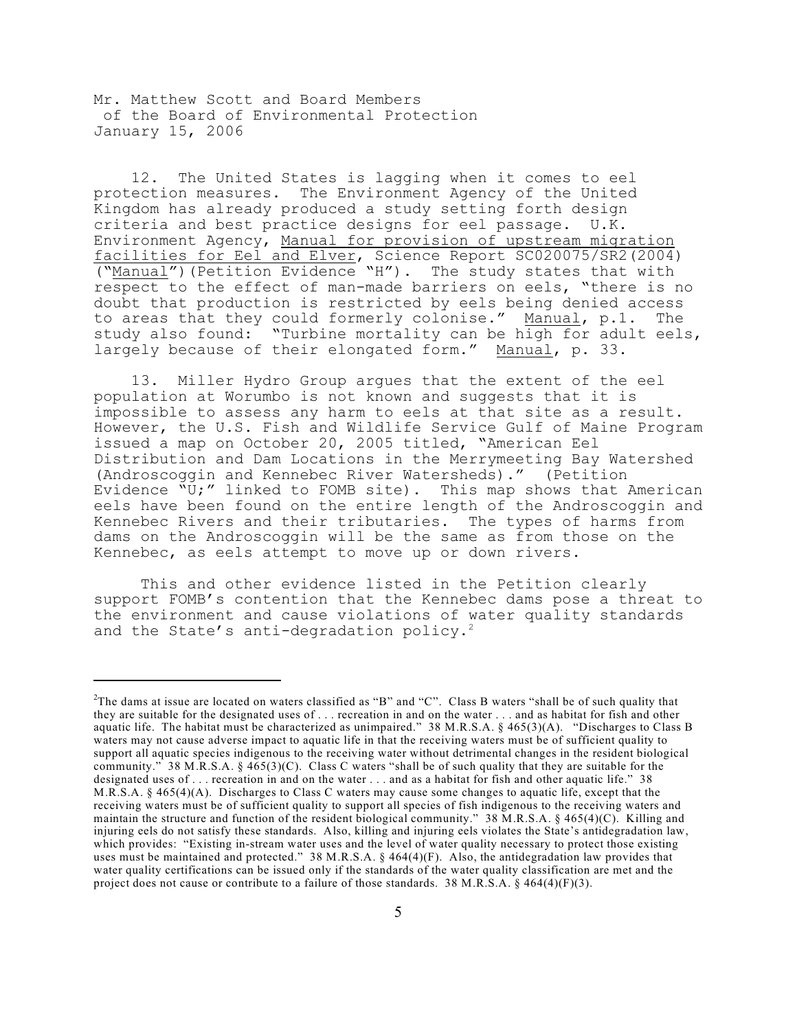Mr. Matthew Scott and Board Members
of the Board of Environmental Protection
January 15, 2006

12. The United States is lagging when it comes to eel protection measures. The Environment Agency of the United Kingdom has already produced a study setting forth design criteria and best practice designs for eel passage. U.K. Environment Agency, Manual for provision of upstream migration facilities for Eel and Elver, Science Report SC020075/SR2(2004) ("Manual")(Petition Evidence "H"). The study states that with respect to the effect of man-made barriers on eels, "there is no doubt that production is restricted by eels being denied access to areas that they could formerly colonise." Manual, p.1. The study also found: "Turbine mortality can be high for adult eels, largely because of their elongated form." Manual, p. 33.

13. Miller Hydro Group argues that the extent of the eel population at Worumbo is not known and suggests that it is impossible to assess any harm to eels at that site as a result. However, the U.S. Fish and Wildlife Service Gulf of Maine Program issued a map on October 20, 2005 titled, "American Eel Distribution and Dam Locations in the Merrymeeting Bay Watershed (Androscoggin and Kennebec River Watersheds)." (Petition Evidence "U;" linked to FOMB site). This map shows that American eels have been found on the entire length of the Androscoggin and Kennebec Rivers and their tributaries. The types of harms from dams on the Androscoggin will be the same as from those on the Kennebec, as eels attempt to move up or down rivers.

This and other evidence listed in the Petition clearly support FOMB's contention that the Kennebec dams pose a threat to the environment and cause violations of water quality standards and the State's anti-degradation policy.[2]

---

[2]The dams at issue are located on waters classified as "B" and "C". Class B waters "shall be of such quality that they are suitable for the designated uses of . . . recreation in and on the water . . . and as habitat for fish and other aquatic life. The habitat must be characterized as unimpaired." 38 M.R.S.A. § 465(3)(A). "Discharges to Class B waters may not cause adverse impact to aquatic life in that the receiving waters must be of sufficient quality to support all aquatic species indigenous to the receiving water without detrimental changes in the resident biological community." 38 M.R.S.A. § 465(3)(C). Class C waters "shall be of such quality that they are suitable for the designated uses of . . . recreation in and on the water . . . and as a habitat for fish and other aquatic life." 38 M.R.S.A. § 465(4)(A). Discharges to Class C waters may cause some changes to aquatic life, except that the receiving waters must be of sufficient quality to support all species of fish indigenous to the receiving waters and maintain the structure and function of the resident biological community." 38 M.R.S.A. § 465(4)(C). Killing and injuring eels do not satisfy these standards. Also, killing and injuring eels violates the State's antidegradation law, which provides: "Existing in-stream water uses and the level of water quality necessary to protect those existing uses must be maintained and protected." 38 M.R.S.A. § 464(4)(F). Also, the antidegradation law provides that water quality certifications can be issued only if the standards of the water quality classification are met and the project does not cause or contribute to a failure of those standards. 38 M.R.S.A. § 464(4)(F)(3).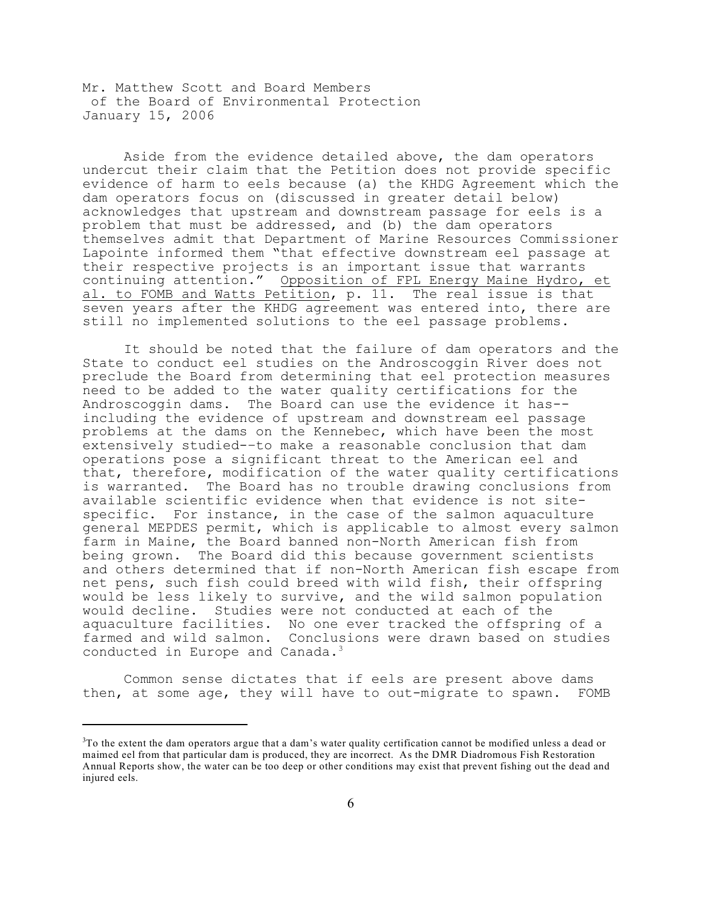Aside from the evidence detailed above, the dam operators undercut their claim that the Petition does not provide specific evidence of harm to eels because (a) the KHDG Agreement which the dam operators focus on (discussed in greater detail below) acknowledges that upstream and downstream passage for eels is a problem that must be addressed, and (b) the dam operators themselves admit that Department of Marine Resources Commissioner Lapointe informed them "that effective downstream eel passage at their respective projects is an important issue that warrants continuing attention." Opposition of FPL Energy Maine Hydro, et al. to FOMB and Watts Petition, p. 11. The real issue is that seven years after the KHDG agreement was entered into, there are still no implemented solutions to the eel passage problems.

It should be noted that the failure of dam operators and the State to conduct eel studies on the Androscoggin River does not preclude the Board from determining that eel protection measures need to be added to the water quality certifications for the Androscoggin dams. The Board can use the evidence it has--including the evidence of upstream and downstream eel passage problems at the dams on the Kennebec, which have been the most extensively studied--to make a reasonable conclusion that dam operations pose a significant threat to the American eel and that, therefore, modification of the water quality certifications is warranted. The Board has no trouble drawing conclusions from available scientific evidence when that evidence is not site-specific. For instance, in the case of the salmon aquaculture general MEPDES permit, which is applicable to almost every salmon farm in Maine, the Board banned non-North American fish from being grown. The Board did this because government scientists and others determined that if non-North American fish escape from net pens, such fish could breed with wild fish, their offspring would be less likely to survive, and the wild salmon population would decline. Studies were not conducted at each of the aquaculture facilities. No one ever tracked the offspring of a farmed and wild salmon. Conclusions were drawn based on studies conducted in Europe and Canada.[3]

Common sense dictates that if eels are present above dams then, at some age, they will have to out-migrate to spawn. FOMB

[3] To the extent the dam operators argue that a dam's water quality certification cannot be modified unless a dead or maimed eel from that particular dam is produced, they are incorrect. As the DMR Diadromous Fish Restoration Annual Reports show, the water can be too deep or other conditions may exist that prevent fishing out the dead and injured eels.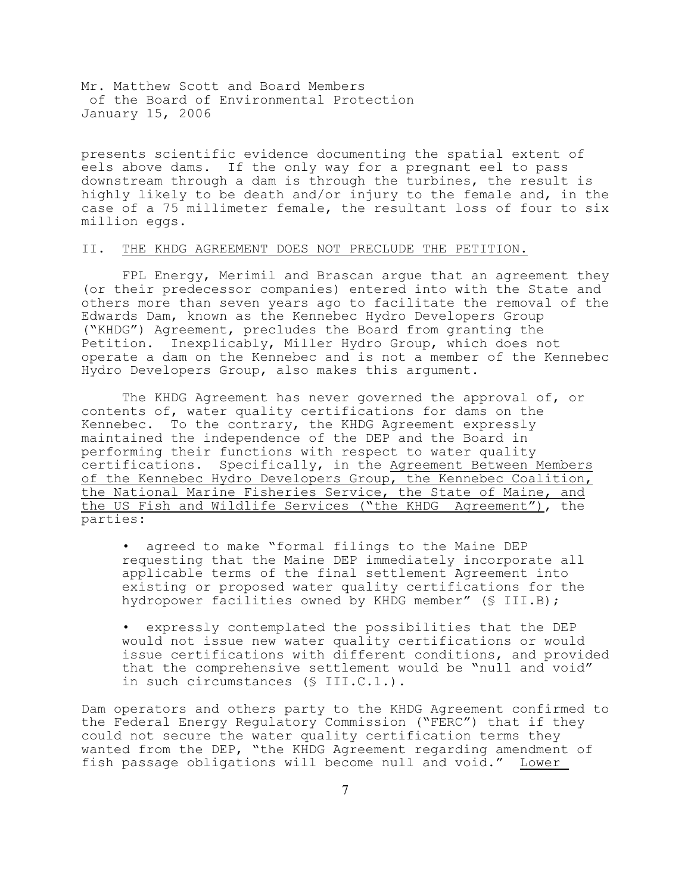Mr. Matthew Scott and Board Members
of the Board of Environmental Protection
January 15, 2006

presents scientific evidence documenting the spatial extent of eels above dams. If the only way for a pregnant eel to pass downstream through a dam is through the turbines, the result is highly likely to be death and/or injury to the female and, in the case of a 75 millimeter female, the resultant loss of four to six million eggs.

## II. THE KHDG AGREEMENT DOES NOT PRECLUDE THE PETITION.

FPL Energy, Merimil and Brascan argue that an agreement they (or their predecessor companies) entered into with the State and others more than seven years ago to facilitate the removal of the Edwards Dam, known as the Kennebec Hydro Developers Group ("KHDG") Agreement, precludes the Board from granting the Petition. Inexplicably, Miller Hydro Group, which does not operate a dam on the Kennebec and is not a member of the Kennebec Hydro Developers Group, also makes this argument.

The KHDG Agreement has never governed the approval of, or contents of, water quality certifications for dams on the Kennebec. To the contrary, the KHDG Agreement expressly maintained the independence of the DEP and the Board in performing their functions with respect to water quality certifications. Specifically, in the Agreement Between Members of the Kennebec Hydro Developers Group, the Kennebec Coalition, the National Marine Fisheries Service, the State of Maine, and the US Fish and Wildlife Services ("the KHDG Agreement"), the parties:

- agreed to make "formal filings to the Maine DEP requesting that the Maine DEP immediately incorporate all applicable terms of the final settlement Agreement into existing or proposed water quality certifications for the hydropower facilities owned by KHDG member" (§ III.B);

- expressly contemplated the possibilities that the DEP would not issue new water quality certifications or would issue certifications with different conditions, and provided that the comprehensive settlement would be "null and void" in such circumstances (§ III.C.1.).

Dam operators and others party to the KHDG Agreement confirmed to the Federal Energy Regulatory Commission ("FERC") that if they could not secure the water quality certification terms they wanted from the DEP, "the KHDG Agreement regarding amendment of fish passage obligations will become null and void." Lower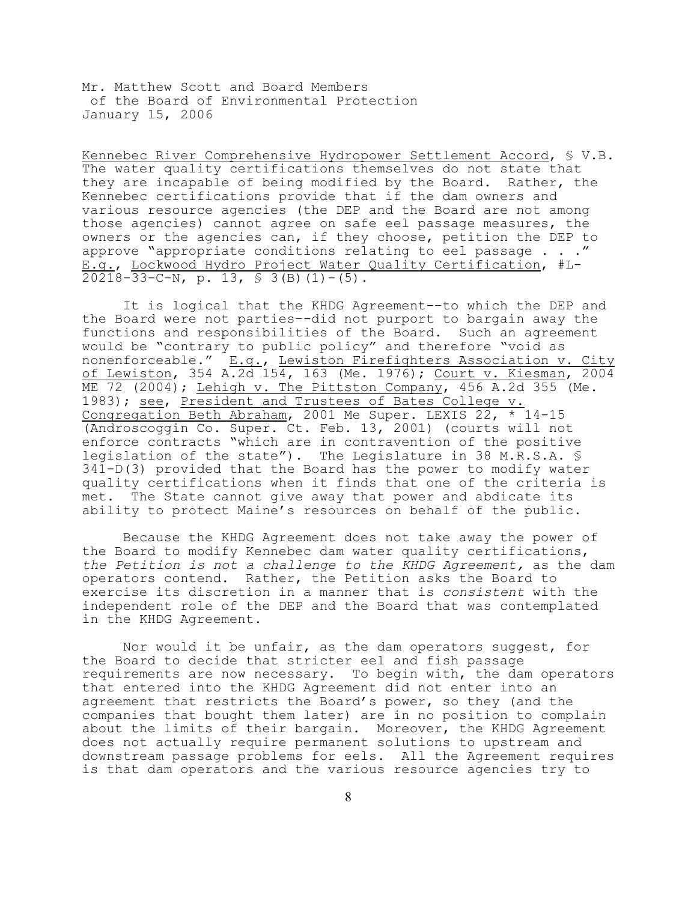Kennebec River Comprehensive Hydropower Settlement Accord, § V.B. The water quality certifications themselves do not state that they are incapable of being modified by the Board. Rather, the Kennebec certifications provide that if the dam owners and various resource agencies (the DEP and the Board are not among those agencies) cannot agree on safe eel passage measures, the owners or the agencies can, if they choose, petition the DEP to approve "appropriate conditions relating to eel passage . . ." E.g., Lockwood Hydro Project Water Quality Certification, #L-20218-33-C-N, p. 13, § 3(B)(1)-(5).

It is logical that the KHDG Agreement--to which the DEP and the Board were not parties--did not purport to bargain away the functions and responsibilities of the Board. Such an agreement would be "contrary to public policy" and therefore "void as nonenforceable." E.g., Lewiston Firefighters Association v. City of Lewiston, 354 A.2d 154, 163 (Me. 1976); Court v. Kiesman, 2004 ME 72 (2004); Lehigh v. The Pittston Company, 456 A.2d 355 (Me. 1983); see, President and Trustees of Bates College v. Congregation Beth Abraham, 2001 Me Super. LEXIS 22, * 14-15 (Androscoggin Co. Super. Ct. Feb. 13, 2001) (courts will not enforce contracts "which are in contravention of the positive legislation of the state"). The Legislature in 38 M.R.S.A. § 341-D(3) provided that the Board has the power to modify water quality certifications when it finds that one of the criteria is met. The State cannot give away that power and abdicate its ability to protect Maine's resources on behalf of the public.

Because the KHDG Agreement does not take away the power of the Board to modify Kennebec dam water quality certifications, *the Petition is not a challenge to the KHDG Agreement,* as the dam operators contend. Rather, the Petition asks the Board to exercise its discretion in a manner that is *consistent* with the independent role of the DEP and the Board that was contemplated in the KHDG Agreement.

Nor would it be unfair, as the dam operators suggest, for the Board to decide that stricter eel and fish passage requirements are now necessary. To begin with, the dam operators that entered into the KHDG Agreement did not enter into an agreement that restricts the Board's power, so they (and the companies that bought them later) are in no position to complain about the limits of their bargain. Moreover, the KHDG Agreement does not actually require permanent solutions to upstream and downstream passage problems for eels. All the Agreement requires is that dam operators and the various resource agencies try to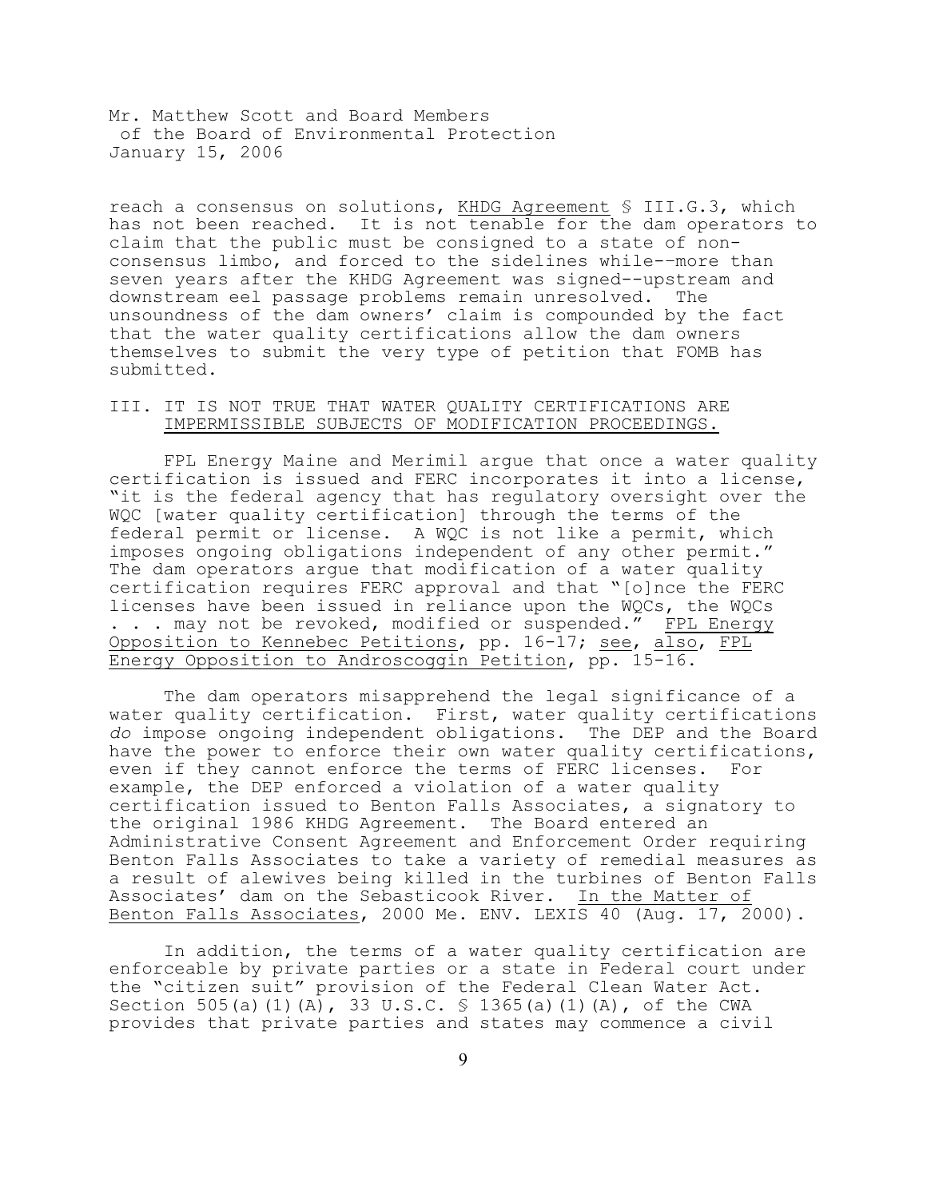reach a consensus on solutions, KHDG Agreement § III.G.3, which has not been reached. It is not tenable for the dam operators to claim that the public must be consigned to a state of non-consensus limbo, and forced to the sidelines while--more than seven years after the KHDG Agreement was signed--upstream and downstream eel passage problems remain unresolved. The unsoundness of the dam owners' claim is compounded by the fact that the water quality certifications allow the dam owners themselves to submit the very type of petition that FOMB has submitted.

## III. IT IS NOT TRUE THAT WATER QUALITY CERTIFICATIONS ARE IMPERMISSIBLE SUBJECTS OF MODIFICATION PROCEEDINGS.

FPL Energy Maine and Merimil argue that once a water quality certification is issued and FERC incorporates it into a license, "it is the federal agency that has regulatory oversight over the WQC [water quality certification] through the terms of the federal permit or license. A WQC is not like a permit, which imposes ongoing obligations independent of any other permit." The dam operators argue that modification of a water quality certification requires FERC approval and that "[o]nce the FERC licenses have been issued in reliance upon the WQCs, the WQCs . . . may not be revoked, modified or suspended." FPL Energy Opposition to Kennebec Petitions, pp. 16-17; see, also, FPL Energy Opposition to Androscoggin Petition, pp. 15-16.

The dam operators misapprehend the legal significance of a water quality certification. First, water quality certifications *do* impose ongoing independent obligations. The DEP and the Board have the power to enforce their own water quality certifications, even if they cannot enforce the terms of FERC licenses. For example, the DEP enforced a violation of a water quality certification issued to Benton Falls Associates, a signatory to the original 1986 KHDG Agreement. The Board entered an Administrative Consent Agreement and Enforcement Order requiring Benton Falls Associates to take a variety of remedial measures as a result of alewives being killed in the turbines of Benton Falls Associates' dam on the Sebasticook River. In the Matter of Benton Falls Associates, 2000 Me. ENV. LEXIS 40 (Aug. 17, 2000).

In addition, the terms of a water quality certification are enforceable by private parties or a state in Federal court under the "citizen suit" provision of the Federal Clean Water Act. Section 505(a)(1)(A), 33 U.S.C. § 1365(a)(1)(A), of the CWA provides that private parties and states may commence a civil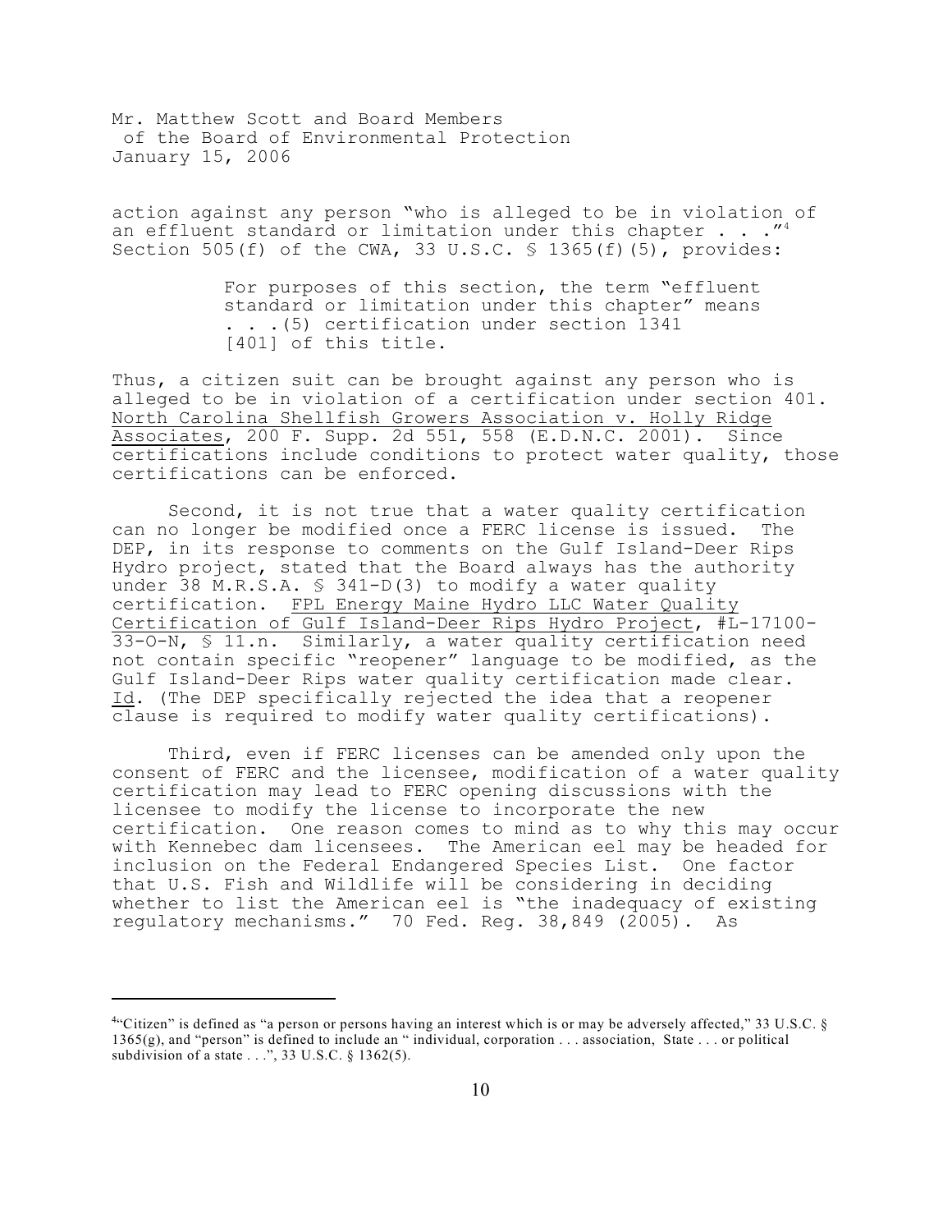action against any person "who is alleged to be in violation of an effluent standard or limitation under this chapter . . ."[4] Section 505(f) of the CWA, 33 U.S.C. § 1365(f)(5), provides:

> For purposes of this section, the term "effluent standard or limitation under this chapter" means . . .(5) certification under section 1341 [401] of this title.

Thus, a citizen suit can be brought against any person who is alleged to be in violation of a certification under section 401. North Carolina Shellfish Growers Association v. Holly Ridge Associates, 200 F. Supp. 2d 551, 558 (E.D.N.C. 2001). Since certifications include conditions to protect water quality, those certifications can be enforced.

Second, it is not true that a water quality certification can no longer be modified once a FERC license is issued. The DEP, in its response to comments on the Gulf Island-Deer Rips Hydro project, stated that the Board always has the authority under 38 M.R.S.A. § 341-D(3) to modify a water quality certification. FPL Energy Maine Hydro LLC Water Quality Certification of Gulf Island-Deer Rips Hydro Project, #L-17100-33-O-N, § 11.n. Similarly, a water quality certification need not contain specific "reopener" language to be modified, as the Gulf Island-Deer Rips water quality certification made clear. Id. (The DEP specifically rejected the idea that a reopener clause is required to modify water quality certifications).

Third, even if FERC licenses can be amended only upon the consent of FERC and the licensee, modification of a water quality certification may lead to FERC opening discussions with the licensee to modify the license to incorporate the new certification. One reason comes to mind as to why this may occur with Kennebec dam licensees. The American eel may be headed for inclusion on the Federal Endangered Species List. One factor that U.S. Fish and Wildlife will be considering in deciding whether to list the American eel is "the inadequacy of existing regulatory mechanisms." 70 Fed. Reg. 38,849 (2005). As

---

[4] "Citizen" is defined as "a person or persons having an interest which is or may be adversely affected," 33 U.S.C. § 1365(g), and "person" is defined to include an " individual, corporation . . . association, State . . . or political subdivision of a state . . .", 33 U.S.C. § 1362(5).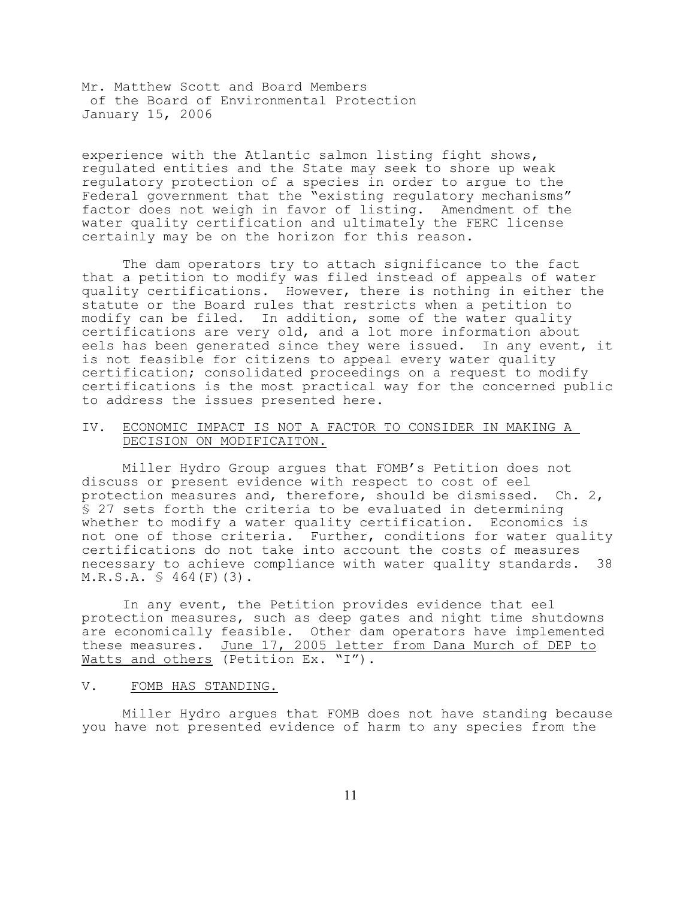experience with the Atlantic salmon listing fight shows, regulated entities and the State may seek to shore up weak regulatory protection of a species in order to argue to the Federal government that the "existing regulatory mechanisms" factor does not weigh in favor of listing. Amendment of the water quality certification and ultimately the FERC license certainly may be on the horizon for this reason.

The dam operators try to attach significance to the fact that a petition to modify was filed instead of appeals of water quality certifications. However, there is nothing in either the statute or the Board rules that restricts when a petition to modify can be filed. In addition, some of the water quality certifications are very old, and a lot more information about eels has been generated since they were issued. In any event, it is not feasible for citizens to appeal every water quality certification; consolidated proceedings on a request to modify certifications is the most practical way for the concerned public to address the issues presented here.

## IV. ECONOMIC IMPACT IS NOT A FACTOR TO CONSIDER IN MAKING A DECISION ON MODIFICAITON.

Miller Hydro Group argues that FOMB's Petition does not discuss or present evidence with respect to cost of eel protection measures and, therefore, should be dismissed. Ch. 2, § 27 sets forth the criteria to be evaluated in determining whether to modify a water quality certification. Economics is not one of those criteria. Further, conditions for water quality certifications do not take into account the costs of measures necessary to achieve compliance with water quality standards. 38 M.R.S.A. § 464(F)(3).

In any event, the Petition provides evidence that eel protection measures, such as deep gates and night time shutdowns are economically feasible. Other dam operators have implemented these measures. June 17, 2005 letter from Dana Murch of DEP to Watts and others (Petition Ex. "I").

## V. FOMB HAS STANDING.

Miller Hydro argues that FOMB does not have standing because you have not presented evidence of harm to any species from the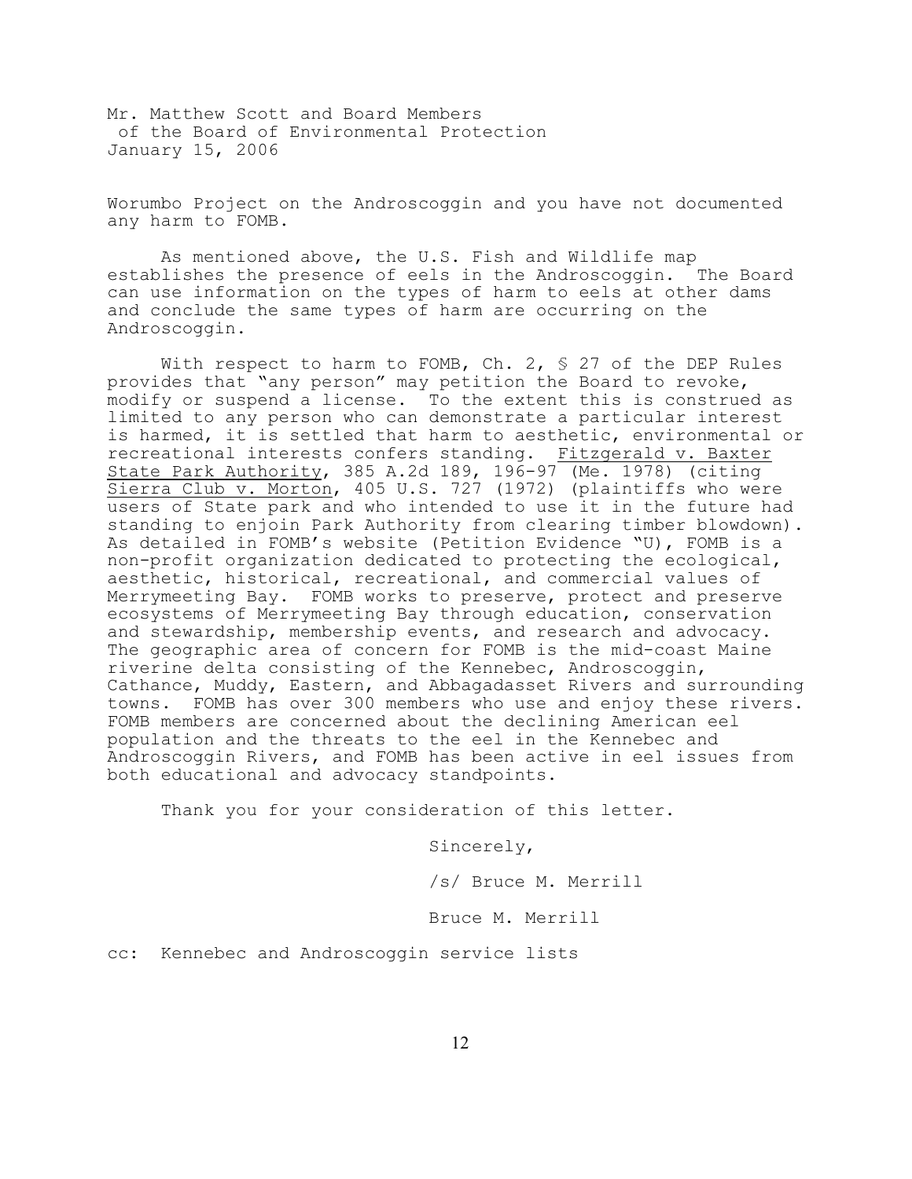Worumbo Project on the Androscoggin and you have not documented any harm to FOMB.

As mentioned above, the U.S. Fish and Wildlife map establishes the presence of eels in the Androscoggin. The Board can use information on the types of harm to eels at other dams and conclude the same types of harm are occurring on the Androscoggin.

With respect to harm to FOMB, Ch. 2, § 27 of the DEP Rules provides that "any person" may petition the Board to revoke, modify or suspend a license. To the extent this is construed as limited to any person who can demonstrate a particular interest is harmed, it is settled that harm to aesthetic, environmental or recreational interests confers standing. Fitzgerald v. Baxter State Park Authority, 385 A.2d 189, 196-97 (Me. 1978) (citing Sierra Club v. Morton, 405 U.S. 727 (1972) (plaintiffs who were users of State park and who intended to use it in the future had standing to enjoin Park Authority from clearing timber blowdown). As detailed in FOMB's website (Petition Evidence "U), FOMB is a non-profit organization dedicated to protecting the ecological, aesthetic, historical, recreational, and commercial values of Merrymeeting Bay. FOMB works to preserve, protect and preserve ecosystems of Merrymeeting Bay through education, conservation and stewardship, membership events, and research and advocacy. The geographic area of concern for FOMB is the mid-coast Maine riverine delta consisting of the Kennebec, Androscoggin, Cathance, Muddy, Eastern, and Abbagadasset Rivers and surrounding towns. FOMB has over 300 members who use and enjoy these rivers. FOMB members are concerned about the declining American eel population and the threats to the eel in the Kennebec and Androscoggin Rivers, and FOMB has been active in eel issues from both educational and advocacy standpoints.

Thank you for your consideration of this letter.

Sincerely,

/s/ Bruce M. Merrill

Bruce M. Merrill

cc: Kennebec and Androscoggin service lists